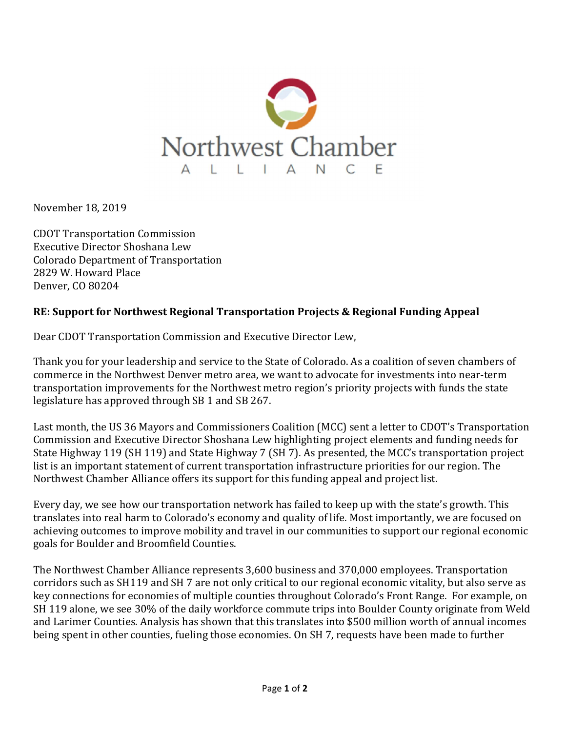Northwest Chamber

ALLIANCE

November 18, 2019

CDOT Transportation Commission
Executive Director Shoshana Lew
Colorado Department of Transportation
2829 W. Howard Place
Denver, CO 80204

**RE: Support for Northwest Regional Transportation Projects & Regional Funding Appeal**

Dear CDOT Transportation Commission and Executive Director Lew,

Thank you for your leadership and service to the State of Colorado. As a coalition of seven chambers of commerce in the Northwest Denver metro area, we want to advocate for investments into near-term transportation improvements for the Northwest metro region's priority projects with funds the state legislature has approved through SB 1 and SB 267.

Last month, the US 36 Mayors and Commissioners Coalition (MCC) sent a letter to CDOT's Transportation Commission and Executive Director Shoshana Lew highlighting project elements and funding needs for State Highway 119 (SH 119) and State Highway 7 (SH 7). As presented, the MCC's transportation project list is an important statement of current transportation infrastructure priorities for our region. The Northwest Chamber Alliance offers its support for this funding appeal and project list.

Every day, we see how our transportation network has failed to keep up with the state's growth. This translates into real harm to Colorado's economy and quality of life. Most importantly, we are focused on achieving outcomes to improve mobility and travel in our communities to support our regional economic goals for Boulder and Broomfield Counties.

The Northwest Chamber Alliance represents 3,600 business and 370,000 employees. Transportation corridors such as SH119 and SH 7 are not only critical to our regional economic vitality, but also serve as key connections for economies of multiple counties throughout Colorado's Front Range. For example, on SH 119 alone, we see 30% of the daily workforce commute trips into Boulder County originate from Weld and Larimer Counties. Analysis has shown that this translates into $500 million worth of annual incomes being spent in other counties, fueling those economies. On SH 7, requests have been made to further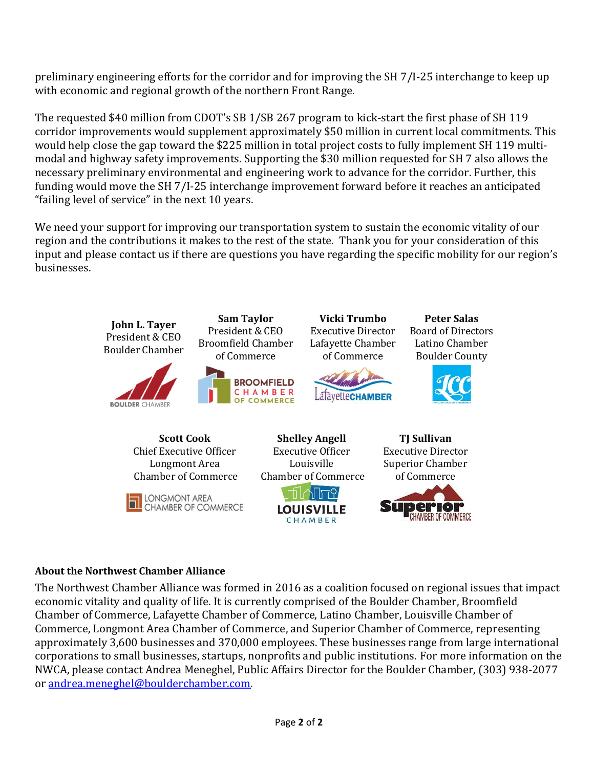preliminary engineering efforts for the corridor and for improving the SH 7/I-25 interchange to keep up with economic and regional growth of the northern Front Range.

The requested $40 million from CDOT's SB 1/SB 267 program to kick-start the first phase of SH 119 corridor improvements would supplement approximately $50 million in current local commitments. This would help close the gap toward the $225 million in total project costs to fully implement SH 119 multi-modal and highway safety improvements. Supporting the $30 million requested for SH 7 also allows the necessary preliminary environmental and engineering work to advance for the corridor. Further, this funding would move the SH 7/I-25 interchange improvement forward before it reaches an anticipated "failing level of service" in the next 10 years.

We need your support for improving our transportation system to sustain the economic vitality of our region and the contributions it makes to the rest of the state. Thank you for your consideration of this input and please contact us if there are questions you have regarding the specific mobility for our region's businesses.

**John L. Tayer**
President & CEO
Boulder Chamber

**Sam Taylor**
President & CEO
Broomfield Chamber of Commerce

**Vicki Trumbo**
Executive Director
Lafayette Chamber of Commerce

**Peter Salas**
Board of Directors
Latino Chamber Boulder County

**Scott Cook**
Chief Executive Officer
Longmont Area Chamber of Commerce

**Shelley Angell**
Executive Officer
Louisville Chamber of Commerce

**TJ Sullivan**
Executive Director
Superior Chamber of Commerce

**About the Northwest Chamber Alliance**

The Northwest Chamber Alliance was formed in 2016 as a coalition focused on regional issues that impact economic vitality and quality of life. It is currently comprised of the Boulder Chamber, Broomfield Chamber of Commerce, Lafayette Chamber of Commerce, Latino Chamber, Louisville Chamber of Commerce, Longmont Area Chamber of Commerce, and Superior Chamber of Commerce, representing approximately 3,600 businesses and 370,000 employees. These businesses range from large international corporations to small businesses, startups, nonprofits and public institutions. For more information on the NWCA, please contact Andrea Meneghel, Public Affairs Director for the Boulder Chamber, (303) 938-2077 or andrea.meneghel@boulderchamber.com.